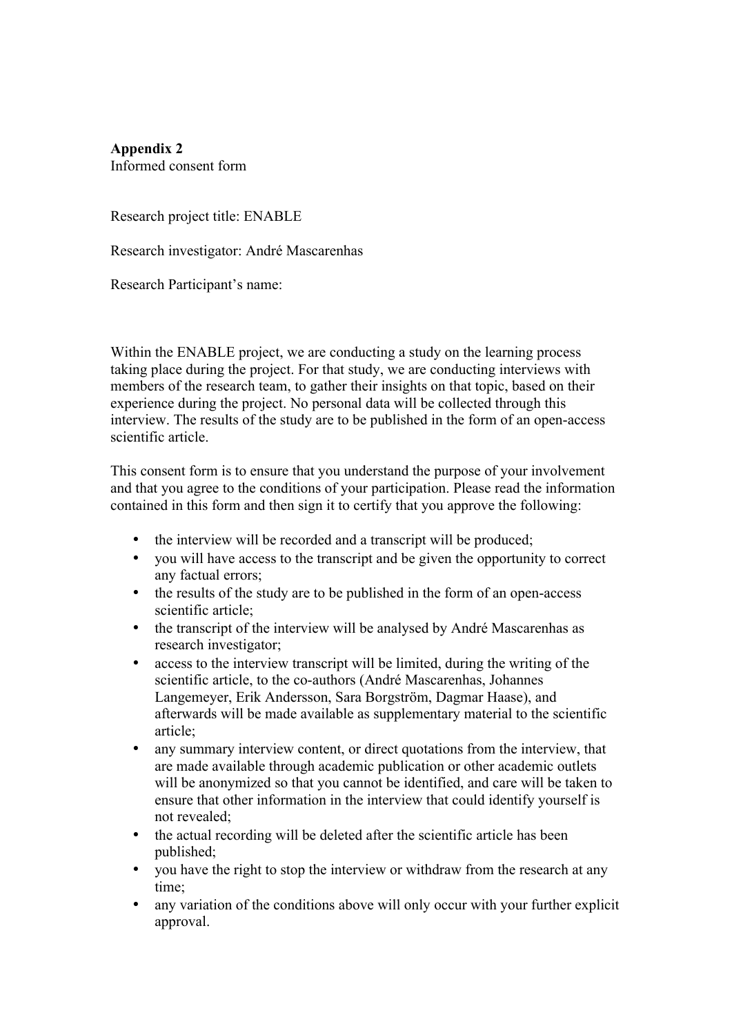**Appendix 2**
Informed consent form

Research project title: ENABLE

Research investigator: André Mascarenhas

Research Participant's name:

Within the ENABLE project, we are conducting a study on the learning process taking place during the project. For that study, we are conducting interviews with members of the research team, to gather their insights on that topic, based on their experience during the project. No personal data will be collected through this interview. The results of the study are to be published in the form of an open-access scientific article.

This consent form is to ensure that you understand the purpose of your involvement and that you agree to the conditions of your participation. Please read the information contained in this form and then sign it to certify that you approve the following:

- the interview will be recorded and a transcript will be produced;
- you will have access to the transcript and be given the opportunity to correct any factual errors;
- the results of the study are to be published in the form of an open-access scientific article;
- the transcript of the interview will be analysed by André Mascarenhas as research investigator;
- access to the interview transcript will be limited, during the writing of the scientific article, to the co-authors (André Mascarenhas, Johannes Langemeyer, Erik Andersson, Sara Borgström, Dagmar Haase), and afterwards will be made available as supplementary material to the scientific article;
- any summary interview content, or direct quotations from the interview, that are made available through academic publication or other academic outlets will be anonymized so that you cannot be identified, and care will be taken to ensure that other information in the interview that could identify yourself is not revealed;
- the actual recording will be deleted after the scientific article has been published;
- you have the right to stop the interview or withdraw from the research at any time;
- any variation of the conditions above will only occur with your further explicit approval.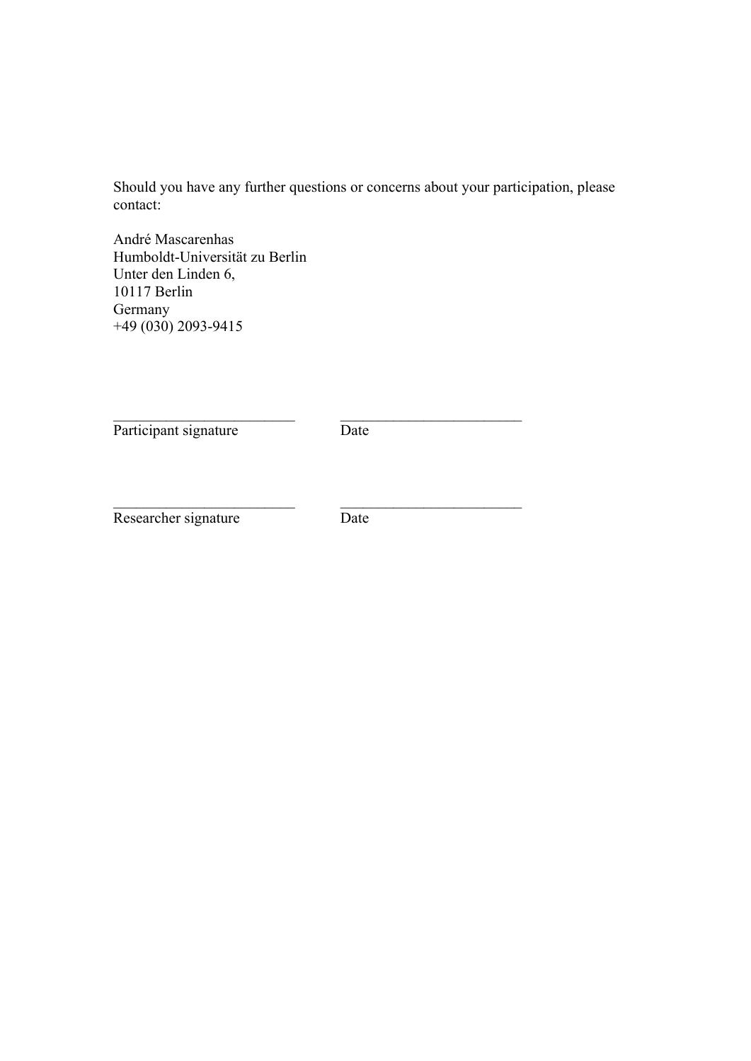Should you have any further questions or concerns about your participation, please contact:

André Mascarenhas  
Humboldt-Universität zu Berlin  
Unter den Linden 6,  
10117 Berlin  
Germany  
+49 (030) 2093-9415

| | |
|---|---|
| ________________________ | ________________________ |
| Participant signature | Date |
| ________________________ | ________________________ |
| Researcher signature | Date |